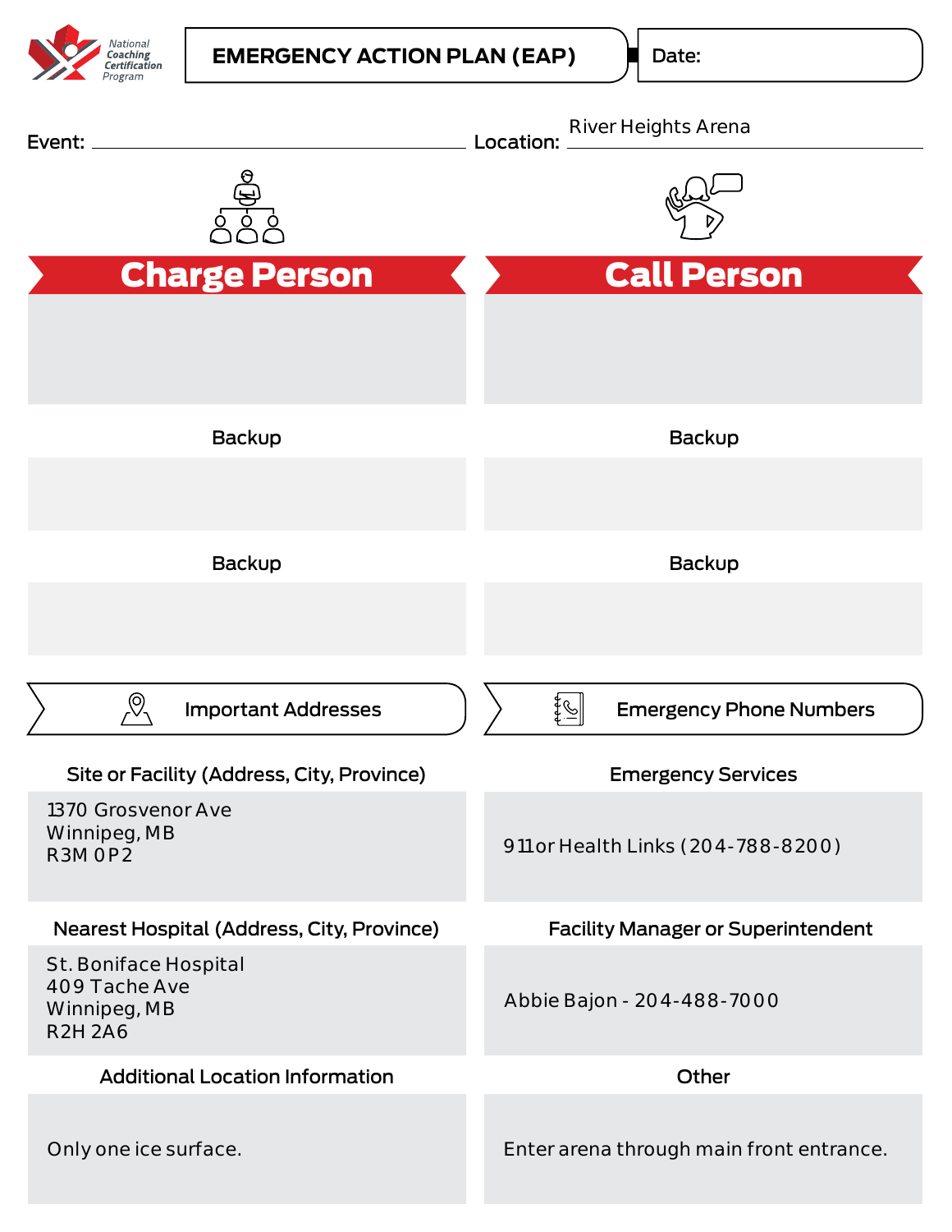National Coaching Certification Program

# EMERGENCY ACTION PLAN (EAP)

Date:

Event:

Location: River Heights Arena

## Charge Person

Backup

Backup

## Call Person

Backup

Backup

## Important Addresses

**Site or Facility (Address, City, Province)**

1370 Grosvenor Ave
Winnipeg, MB
R3M 0P2

**Nearest Hospital (Address, City, Province)**

St. Boniface Hospital
409 Tache Ave
Winnipeg, MB
R2H 2A6

**Additional Location Information**

Only one ice surface.

## Emergency Phone Numbers

**Emergency Services**

911 or Health Links (204-788-8200)

**Facility Manager or Superintendent**

Abbie Bajon - 204-488-7000

**Other**

Enter arena through main front entrance.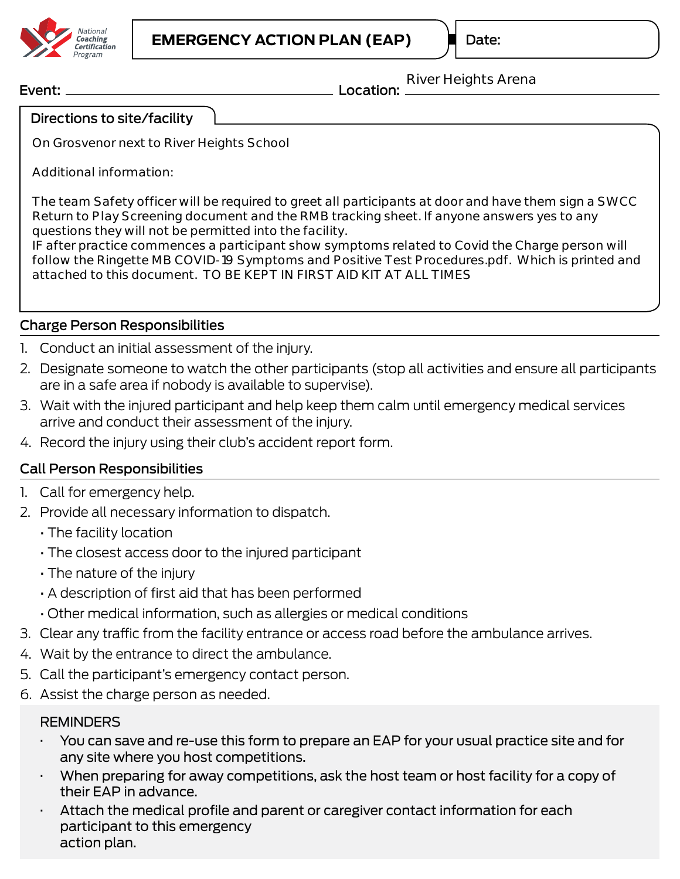# EMERGENCY ACTION PLAN (EAP)

**Date:**

**Event:** ____________________ **Location:** River Heights Arena

## Directions to site/facility

On Grosvenor next to River Heights School

Additional information:

The team Safety officer will be required to greet all participants at door and have them sign a SWCC Return to Play Screening document and the RMB tracking sheet. If anyone answers yes to any questions they will not be permitted into the facility.
IF after practice commences a participant show symptoms related to Covid the Charge person will follow the Ringette MB COVID-19 Symptoms and Positive Test Procedures.pdf. Which is printed and attached to this document. TO BE KEPT IN FIRST AID KIT AT ALL TIMES

## Charge Person Responsibilities

1. Conduct an initial assessment of the injury.
2. Designate someone to watch the other participants (stop all activities and ensure all participants are in a safe area if nobody is available to supervise).
3. Wait with the injured participant and help keep them calm until emergency medical services arrive and conduct their assessment of the injury.
4. Record the injury using their club's accident report form.

## Call Person Responsibilities

1. Call for emergency help.
2. Provide all necessary information to dispatch.
   - The facility location
   - The closest access door to the injured participant
   - The nature of the injury
   - A description of first aid that has been performed
   - Other medical information, such as allergies or medical conditions
3. Clear any traffic from the facility entrance or access road before the ambulance arrives.
4. Wait by the entrance to direct the ambulance.
5. Call the participant's emergency contact person.
6. Assist the charge person as needed.

REMINDERS

- You can save and re-use this form to prepare an EAP for your usual practice site and for any site where you host competitions.
- When preparing for away competitions, ask the host team or host facility for a copy of their EAP in advance.
- Attach the medical profile and parent or caregiver contact information for each participant to this emergency action plan.